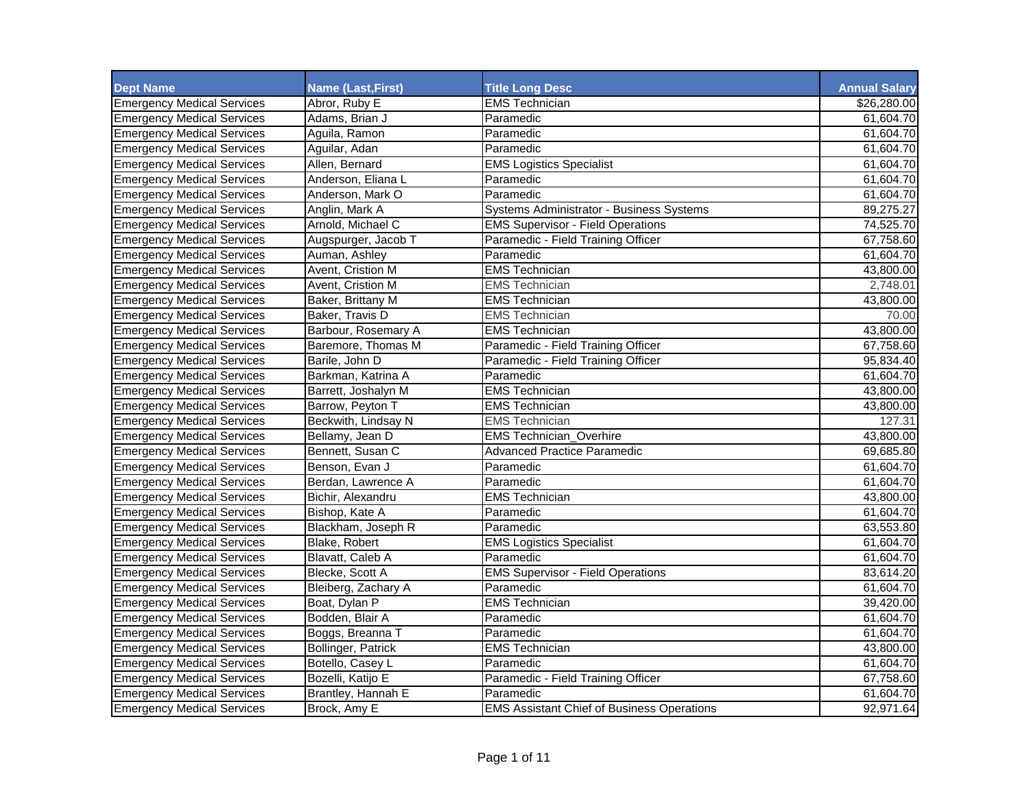| Dept Name | Name (Last,First) | Title Long Desc | Annual Salary |
|---|---|---|---|
| Emergency Medical Services | Abror, Ruby E | EMS Technician | $26,280.00 |
| Emergency Medical Services | Adams, Brian J | Paramedic | 61,604.70 |
| Emergency Medical Services | Aguila, Ramon | Paramedic | 61,604.70 |
| Emergency Medical Services | Aguilar, Adan | Paramedic | 61,604.70 |
| Emergency Medical Services | Allen, Bernard | EMS Logistics Specialist | 61,604.70 |
| Emergency Medical Services | Anderson, Eliana L | Paramedic | 61,604.70 |
| Emergency Medical Services | Anderson, Mark O | Paramedic | 61,604.70 |
| Emergency Medical Services | Anglin, Mark A | Systems Administrator - Business Systems | 89,275.27 |
| Emergency Medical Services | Arnold, Michael C | EMS Supervisor - Field Operations | 74,525.70 |
| Emergency Medical Services | Augspurger, Jacob T | Paramedic - Field Training Officer | 67,758.60 |
| Emergency Medical Services | Auman, Ashley | Paramedic | 61,604.70 |
| Emergency Medical Services | Avent, Cristion M | EMS Technician | 43,800.00 |
| Emergency Medical Services | Avent, Cristion M | EMS Technician | 2,748.01 |
| Emergency Medical Services | Baker, Brittany M | EMS Technician | 43,800.00 |
| Emergency Medical Services | Baker, Travis D | EMS Technician | 70.00 |
| Emergency Medical Services | Barbour, Rosemary A | EMS Technician | 43,800.00 |
| Emergency Medical Services | Baremore, Thomas M | Paramedic - Field Training Officer | 67,758.60 |
| Emergency Medical Services | Barile, John D | Paramedic - Field Training Officer | 95,834.40 |
| Emergency Medical Services | Barkman, Katrina A | Paramedic | 61,604.70 |
| Emergency Medical Services | Barrett, Joshalyn M | EMS Technician | 43,800.00 |
| Emergency Medical Services | Barrow, Peyton T | EMS Technician | 43,800.00 |
| Emergency Medical Services | Beckwith, Lindsay N | EMS Technician | 127.31 |
| Emergency Medical Services | Bellamy, Jean D | EMS Technician_Overhire | 43,800.00 |
| Emergency Medical Services | Bennett, Susan C | Advanced Practice Paramedic | 69,685.80 |
| Emergency Medical Services | Benson, Evan J | Paramedic | 61,604.70 |
| Emergency Medical Services | Berdan, Lawrence A | Paramedic | 61,604.70 |
| Emergency Medical Services | Bichir, Alexandru | EMS Technician | 43,800.00 |
| Emergency Medical Services | Bishop, Kate A | Paramedic | 61,604.70 |
| Emergency Medical Services | Blackham, Joseph R | Paramedic | 63,553.80 |
| Emergency Medical Services | Blake, Robert | EMS Logistics Specialist | 61,604.70 |
| Emergency Medical Services | Blavatt, Caleb A | Paramedic | 61,604.70 |
| Emergency Medical Services | Blecke, Scott A | EMS Supervisor - Field Operations | 83,614.20 |
| Emergency Medical Services | Bleiberg, Zachary A | Paramedic | 61,604.70 |
| Emergency Medical Services | Boat, Dylan P | EMS Technician | 39,420.00 |
| Emergency Medical Services | Bodden, Blair A | Paramedic | 61,604.70 |
| Emergency Medical Services | Boggs, Breanna T | Paramedic | 61,604.70 |
| Emergency Medical Services | Bollinger, Patrick | EMS Technician | 43,800.00 |
| Emergency Medical Services | Botello, Casey L | Paramedic | 61,604.70 |
| Emergency Medical Services | Bozelli, Katijo E | Paramedic - Field Training Officer | 67,758.60 |
| Emergency Medical Services | Brantley, Hannah E | Paramedic | 61,604.70 |
| Emergency Medical Services | Brock, Amy E | EMS Assistant Chief of Business Operations | 92,971.64 |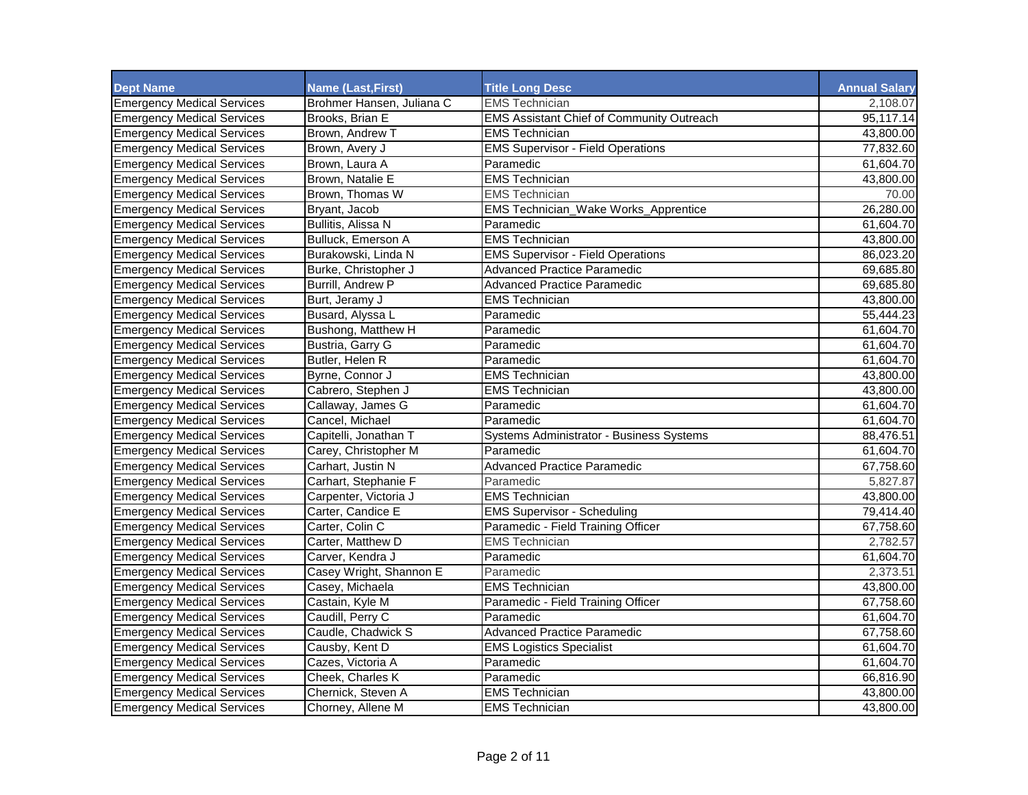| Dept Name | Name (Last,First) | Title Long Desc | Annual Salary |
|---|---|---|---|
| Emergency Medical Services | Brohmer Hansen, Juliana C | EMS Technician | 2,108.07 |
| Emergency Medical Services | Brooks, Brian E | EMS Assistant Chief of Community Outreach | 95,117.14 |
| Emergency Medical Services | Brown, Andrew T | EMS Technician | 43,800.00 |
| Emergency Medical Services | Brown, Avery J | EMS Supervisor - Field Operations | 77,832.60 |
| Emergency Medical Services | Brown, Laura A | Paramedic | 61,604.70 |
| Emergency Medical Services | Brown, Natalie E | EMS Technician | 43,800.00 |
| Emergency Medical Services | Brown, Thomas W | EMS Technician | 70.00 |
| Emergency Medical Services | Bryant, Jacob | EMS Technician_Wake Works_Apprentice | 26,280.00 |
| Emergency Medical Services | Bullitis, Alissa N | Paramedic | 61,604.70 |
| Emergency Medical Services | Bulluck, Emerson A | EMS Technician | 43,800.00 |
| Emergency Medical Services | Burakowski, Linda N | EMS Supervisor - Field Operations | 86,023.20 |
| Emergency Medical Services | Burke, Christopher J | Advanced Practice Paramedic | 69,685.80 |
| Emergency Medical Services | Burrill, Andrew P | Advanced Practice Paramedic | 69,685.80 |
| Emergency Medical Services | Burt, Jeramy J | EMS Technician | 43,800.00 |
| Emergency Medical Services | Busard, Alyssa L | Paramedic | 55,444.23 |
| Emergency Medical Services | Bushong, Matthew H | Paramedic | 61,604.70 |
| Emergency Medical Services | Bustria, Garry G | Paramedic | 61,604.70 |
| Emergency Medical Services | Butler, Helen R | Paramedic | 61,604.70 |
| Emergency Medical Services | Byrne, Connor J | EMS Technician | 43,800.00 |
| Emergency Medical Services | Cabrero, Stephen J | EMS Technician | 43,800.00 |
| Emergency Medical Services | Callaway, James G | Paramedic | 61,604.70 |
| Emergency Medical Services | Cancel, Michael | Paramedic | 61,604.70 |
| Emergency Medical Services | Capitelli, Jonathan T | Systems Administrator - Business Systems | 88,476.51 |
| Emergency Medical Services | Carey, Christopher M | Paramedic | 61,604.70 |
| Emergency Medical Services | Carhart, Justin N | Advanced Practice Paramedic | 67,758.60 |
| Emergency Medical Services | Carhart, Stephanie F | Paramedic | 5,827.87 |
| Emergency Medical Services | Carpenter, Victoria J | EMS Technician | 43,800.00 |
| Emergency Medical Services | Carter, Candice E | EMS Supervisor - Scheduling | 79,414.40 |
| Emergency Medical Services | Carter, Colin C | Paramedic - Field Training Officer | 67,758.60 |
| Emergency Medical Services | Carter, Matthew D | EMS Technician | 2,782.57 |
| Emergency Medical Services | Carver, Kendra J | Paramedic | 61,604.70 |
| Emergency Medical Services | Casey Wright, Shannon E | Paramedic | 2,373.51 |
| Emergency Medical Services | Casey, Michaela | EMS Technician | 43,800.00 |
| Emergency Medical Services | Castain, Kyle M | Paramedic - Field Training Officer | 67,758.60 |
| Emergency Medical Services | Caudill, Perry C | Paramedic | 61,604.70 |
| Emergency Medical Services | Caudle, Chadwick S | Advanced Practice Paramedic | 67,758.60 |
| Emergency Medical Services | Causby, Kent D | EMS Logistics Specialist | 61,604.70 |
| Emergency Medical Services | Cazes, Victoria A | Paramedic | 61,604.70 |
| Emergency Medical Services | Cheek, Charles K | Paramedic | 66,816.90 |
| Emergency Medical Services | Chernick, Steven A | EMS Technician | 43,800.00 |
| Emergency Medical Services | Chorney, Allene M | EMS Technician | 43,800.00 |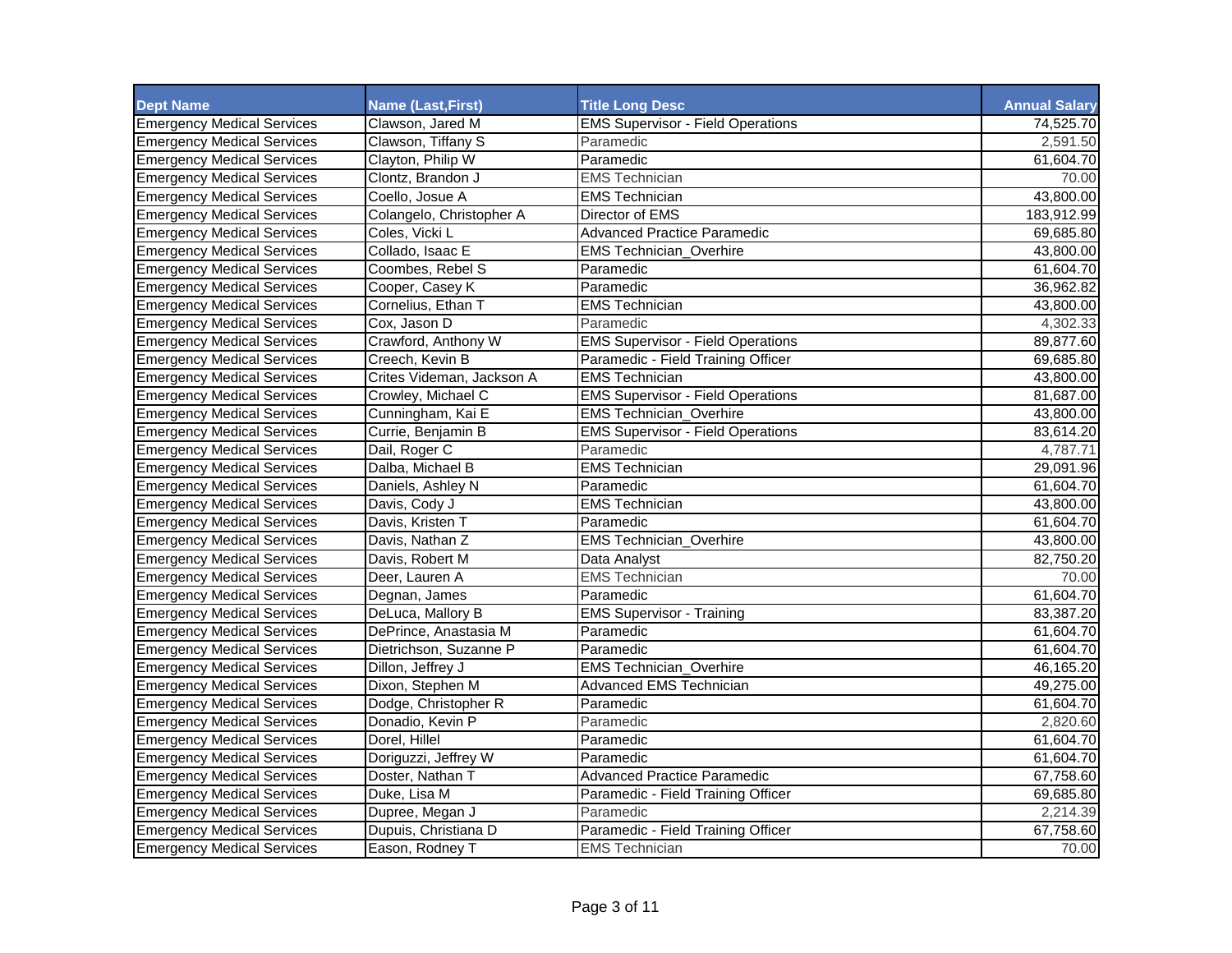| Dept Name | Name (Last,First) | Title Long Desc | Annual Salary |
|---|---|---|---|
| Emergency Medical Services | Clawson, Jared M | EMS Supervisor - Field Operations | 74,525.70 |
| Emergency Medical Services | Clawson, Tiffany S | Paramedic | 2,591.50 |
| Emergency Medical Services | Clayton, Philip W | Paramedic | 61,604.70 |
| Emergency Medical Services | Clontz, Brandon J | EMS Technician | 70.00 |
| Emergency Medical Services | Coello, Josue A | EMS Technician | 43,800.00 |
| Emergency Medical Services | Colangelo, Christopher A | Director of EMS | 183,912.99 |
| Emergency Medical Services | Coles, Vicki L | Advanced Practice Paramedic | 69,685.80 |
| Emergency Medical Services | Collado, Isaac E | EMS Technician_Overhire | 43,800.00 |
| Emergency Medical Services | Coombes, Rebel S | Paramedic | 61,604.70 |
| Emergency Medical Services | Cooper, Casey K | Paramedic | 36,962.82 |
| Emergency Medical Services | Cornelius, Ethan T | EMS Technician | 43,800.00 |
| Emergency Medical Services | Cox, Jason D | Paramedic | 4,302.33 |
| Emergency Medical Services | Crawford, Anthony W | EMS Supervisor - Field Operations | 89,877.60 |
| Emergency Medical Services | Creech, Kevin B | Paramedic - Field Training Officer | 69,685.80 |
| Emergency Medical Services | Crites Videman, Jackson A | EMS Technician | 43,800.00 |
| Emergency Medical Services | Crowley, Michael C | EMS Supervisor - Field Operations | 81,687.00 |
| Emergency Medical Services | Cunningham, Kai E | EMS Technician_Overhire | 43,800.00 |
| Emergency Medical Services | Currie, Benjamin B | EMS Supervisor - Field Operations | 83,614.20 |
| Emergency Medical Services | Dail, Roger C | Paramedic | 4,787.71 |
| Emergency Medical Services | Dalba, Michael B | EMS Technician | 29,091.96 |
| Emergency Medical Services | Daniels, Ashley N | Paramedic | 61,604.70 |
| Emergency Medical Services | Davis, Cody J | EMS Technician | 43,800.00 |
| Emergency Medical Services | Davis, Kristen T | Paramedic | 61,604.70 |
| Emergency Medical Services | Davis, Nathan Z | EMS Technician_Overhire | 43,800.00 |
| Emergency Medical Services | Davis, Robert M | Data Analyst | 82,750.20 |
| Emergency Medical Services | Deer, Lauren A | EMS Technician | 70.00 |
| Emergency Medical Services | Degnan, James | Paramedic | 61,604.70 |
| Emergency Medical Services | DeLuca, Mallory B | EMS Supervisor - Training | 83,387.20 |
| Emergency Medical Services | DePrince, Anastasia M | Paramedic | 61,604.70 |
| Emergency Medical Services | Dietrichson, Suzanne P | Paramedic | 61,604.70 |
| Emergency Medical Services | Dillon, Jeffrey J | EMS Technician_Overhire | 46,165.20 |
| Emergency Medical Services | Dixon, Stephen M | Advanced EMS Technician | 49,275.00 |
| Emergency Medical Services | Dodge, Christopher R | Paramedic | 61,604.70 |
| Emergency Medical Services | Donadio, Kevin P | Paramedic | 2,820.60 |
| Emergency Medical Services | Dorel, Hillel | Paramedic | 61,604.70 |
| Emergency Medical Services | Doriguzzi, Jeffrey W | Paramedic | 61,604.70 |
| Emergency Medical Services | Doster, Nathan T | Advanced Practice Paramedic | 67,758.60 |
| Emergency Medical Services | Duke, Lisa M | Paramedic - Field Training Officer | 69,685.80 |
| Emergency Medical Services | Dupree, Megan J | Paramedic | 2,214.39 |
| Emergency Medical Services | Dupuis, Christiana D | Paramedic - Field Training Officer | 67,758.60 |
| Emergency Medical Services | Eason, Rodney T | EMS Technician | 70.00 |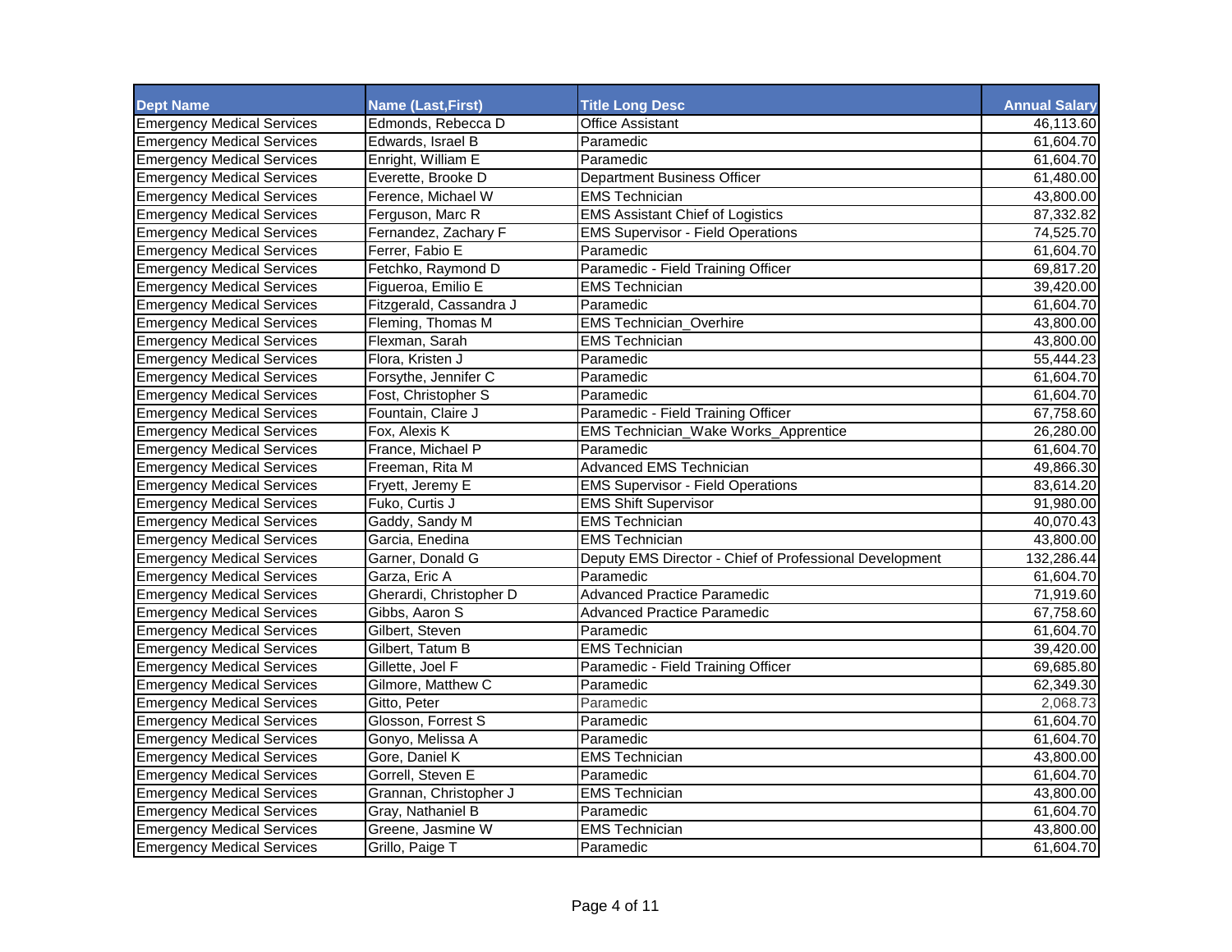| Dept Name | Name (Last,First) | Title Long Desc | Annual Salary |
|---|---|---|---|
| Emergency Medical Services | Edmonds, Rebecca D | Office Assistant | 46,113.60 |
| Emergency Medical Services | Edwards, Israel B | Paramedic | 61,604.70 |
| Emergency Medical Services | Enright, William E | Paramedic | 61,604.70 |
| Emergency Medical Services | Everette, Brooke D | Department Business Officer | 61,480.00 |
| Emergency Medical Services | Ference, Michael W | EMS Technician | 43,800.00 |
| Emergency Medical Services | Ferguson, Marc R | EMS Assistant Chief of Logistics | 87,332.82 |
| Emergency Medical Services | Fernandez, Zachary F | EMS Supervisor - Field Operations | 74,525.70 |
| Emergency Medical Services | Ferrer, Fabio E | Paramedic | 61,604.70 |
| Emergency Medical Services | Fetchko, Raymond D | Paramedic - Field Training Officer | 69,817.20 |
| Emergency Medical Services | Figueroa, Emilio E | EMS Technician | 39,420.00 |
| Emergency Medical Services | Fitzgerald, Cassandra J | Paramedic | 61,604.70 |
| Emergency Medical Services | Fleming, Thomas M | EMS Technician_Overhire | 43,800.00 |
| Emergency Medical Services | Flexman, Sarah | EMS Technician | 43,800.00 |
| Emergency Medical Services | Flora, Kristen J | Paramedic | 55,444.23 |
| Emergency Medical Services | Forsythe, Jennifer C | Paramedic | 61,604.70 |
| Emergency Medical Services | Fost, Christopher S | Paramedic | 61,604.70 |
| Emergency Medical Services | Fountain, Claire J | Paramedic - Field Training Officer | 67,758.60 |
| Emergency Medical Services | Fox, Alexis K | EMS Technician_Wake Works_Apprentice | 26,280.00 |
| Emergency Medical Services | France, Michael P | Paramedic | 61,604.70 |
| Emergency Medical Services | Freeman, Rita M | Advanced EMS Technician | 49,866.30 |
| Emergency Medical Services | Fryett, Jeremy E | EMS Supervisor - Field Operations | 83,614.20 |
| Emergency Medical Services | Fuko, Curtis J | EMS Shift Supervisor | 91,980.00 |
| Emergency Medical Services | Gaddy, Sandy M | EMS Technician | 40,070.43 |
| Emergency Medical Services | Garcia, Enedina | EMS Technician | 43,800.00 |
| Emergency Medical Services | Garner, Donald G | Deputy EMS Director - Chief of Professional Development | 132,286.44 |
| Emergency Medical Services | Garza, Eric A | Paramedic | 61,604.70 |
| Emergency Medical Services | Gherardi, Christopher D | Advanced Practice Paramedic | 71,919.60 |
| Emergency Medical Services | Gibbs, Aaron S | Advanced Practice Paramedic | 67,758.60 |
| Emergency Medical Services | Gilbert, Steven | Paramedic | 61,604.70 |
| Emergency Medical Services | Gilbert, Tatum B | EMS Technician | 39,420.00 |
| Emergency Medical Services | Gillette, Joel F | Paramedic - Field Training Officer | 69,685.80 |
| Emergency Medical Services | Gilmore, Matthew C | Paramedic | 62,349.30 |
| Emergency Medical Services | Gitto, Peter | Paramedic | 2,068.73 |
| Emergency Medical Services | Glosson, Forrest S | Paramedic | 61,604.70 |
| Emergency Medical Services | Gonyo, Melissa A | Paramedic | 61,604.70 |
| Emergency Medical Services | Gore, Daniel K | EMS Technician | 43,800.00 |
| Emergency Medical Services | Gorrell, Steven E | Paramedic | 61,604.70 |
| Emergency Medical Services | Grannan, Christopher J | EMS Technician | 43,800.00 |
| Emergency Medical Services | Gray, Nathaniel B | Paramedic | 61,604.70 |
| Emergency Medical Services | Greene, Jasmine W | EMS Technician | 43,800.00 |
| Emergency Medical Services | Grillo, Paige T | Paramedic | 61,604.70 |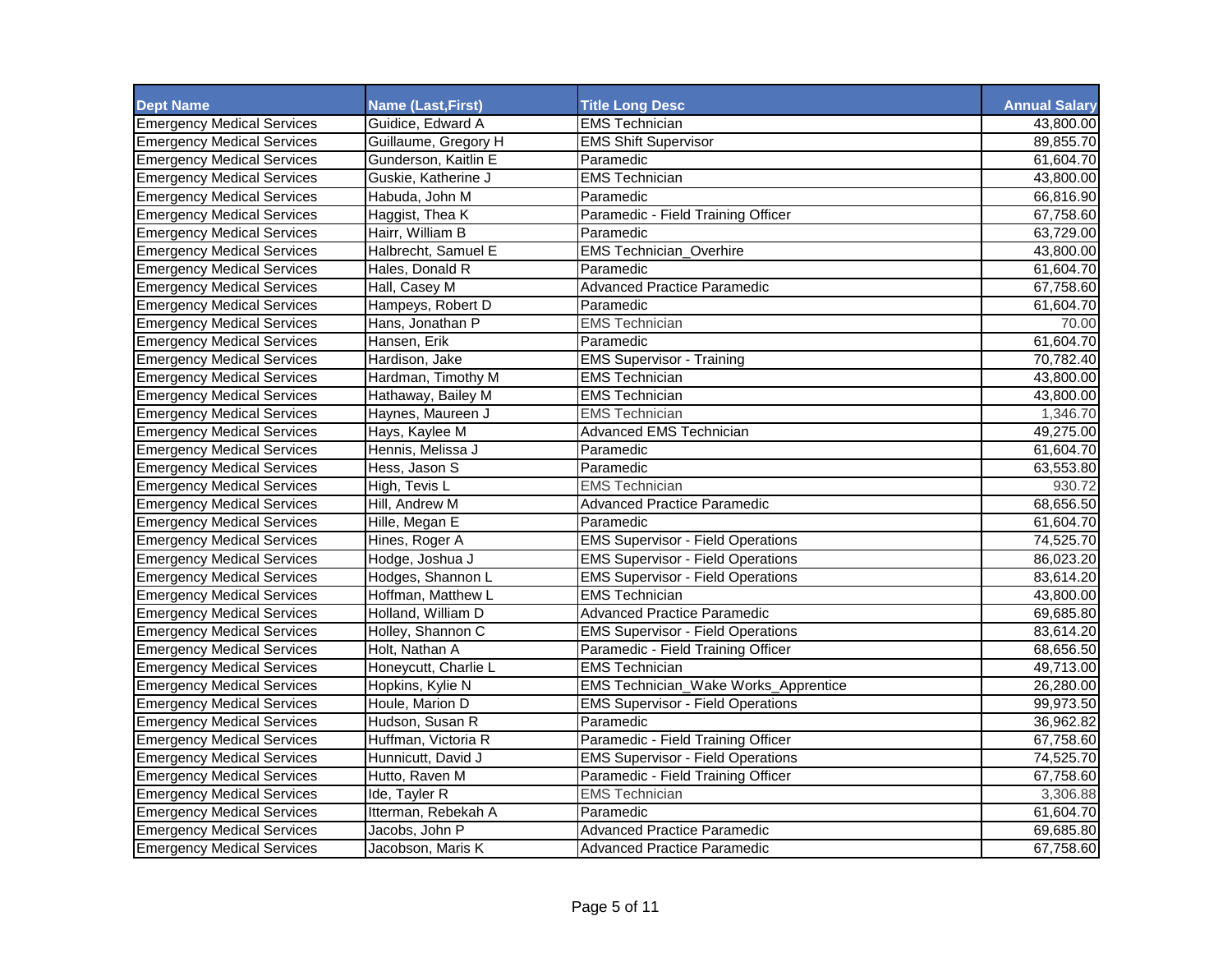| Dept Name | Name (Last,First) | Title Long Desc | Annual Salary |
|---|---|---|---|
| Emergency Medical Services | Guidice, Edward A | EMS Technician | 43,800.00 |
| Emergency Medical Services | Guillaume, Gregory H | EMS Shift Supervisor | 89,855.70 |
| Emergency Medical Services | Gunderson, Kaitlin E | Paramedic | 61,604.70 |
| Emergency Medical Services | Guskie, Katherine J | EMS Technician | 43,800.00 |
| Emergency Medical Services | Habuda, John M | Paramedic | 66,816.90 |
| Emergency Medical Services | Haggist, Thea K | Paramedic - Field Training Officer | 67,758.60 |
| Emergency Medical Services | Hairr, William B | Paramedic | 63,729.00 |
| Emergency Medical Services | Halbrecht, Samuel E | EMS Technician_Overhire | 43,800.00 |
| Emergency Medical Services | Hales, Donald R | Paramedic | 61,604.70 |
| Emergency Medical Services | Hall, Casey M | Advanced Practice Paramedic | 67,758.60 |
| Emergency Medical Services | Hampeys, Robert D | Paramedic | 61,604.70 |
| Emergency Medical Services | Hans, Jonathan P | EMS Technician | 70.00 |
| Emergency Medical Services | Hansen, Erik | Paramedic | 61,604.70 |
| Emergency Medical Services | Hardison, Jake | EMS Supervisor - Training | 70,782.40 |
| Emergency Medical Services | Hardman, Timothy M | EMS Technician | 43,800.00 |
| Emergency Medical Services | Hathaway, Bailey M | EMS Technician | 43,800.00 |
| Emergency Medical Services | Haynes, Maureen J | EMS Technician | 1,346.70 |
| Emergency Medical Services | Hays, Kaylee M | Advanced EMS Technician | 49,275.00 |
| Emergency Medical Services | Hennis, Melissa J | Paramedic | 61,604.70 |
| Emergency Medical Services | Hess, Jason S | Paramedic | 63,553.80 |
| Emergency Medical Services | High, Tevis L | EMS Technician | 930.72 |
| Emergency Medical Services | Hill, Andrew M | Advanced Practice Paramedic | 68,656.50 |
| Emergency Medical Services | Hille, Megan E | Paramedic | 61,604.70 |
| Emergency Medical Services | Hines, Roger A | EMS Supervisor - Field Operations | 74,525.70 |
| Emergency Medical Services | Hodge, Joshua J | EMS Supervisor - Field Operations | 86,023.20 |
| Emergency Medical Services | Hodges, Shannon L | EMS Supervisor - Field Operations | 83,614.20 |
| Emergency Medical Services | Hoffman, Matthew L | EMS Technician | 43,800.00 |
| Emergency Medical Services | Holland, William D | Advanced Practice Paramedic | 69,685.80 |
| Emergency Medical Services | Holley, Shannon C | EMS Supervisor - Field Operations | 83,614.20 |
| Emergency Medical Services | Holt, Nathan A | Paramedic - Field Training Officer | 68,656.50 |
| Emergency Medical Services | Honeycutt, Charlie L | EMS Technician | 49,713.00 |
| Emergency Medical Services | Hopkins, Kylie N | EMS Technician_Wake Works_Apprentice | 26,280.00 |
| Emergency Medical Services | Houle, Marion D | EMS Supervisor - Field Operations | 99,973.50 |
| Emergency Medical Services | Hudson, Susan R | Paramedic | 36,962.82 |
| Emergency Medical Services | Huffman, Victoria R | Paramedic - Field Training Officer | 67,758.60 |
| Emergency Medical Services | Hunnicutt, David J | EMS Supervisor - Field Operations | 74,525.70 |
| Emergency Medical Services | Hutto, Raven M | Paramedic - Field Training Officer | 67,758.60 |
| Emergency Medical Services | Ide, Tayler R | EMS Technician | 3,306.88 |
| Emergency Medical Services | Itterman, Rebekah A | Paramedic | 61,604.70 |
| Emergency Medical Services | Jacobs, John P | Advanced Practice Paramedic | 69,685.80 |
| Emergency Medical Services | Jacobson, Maris K | Advanced Practice Paramedic | 67,758.60 |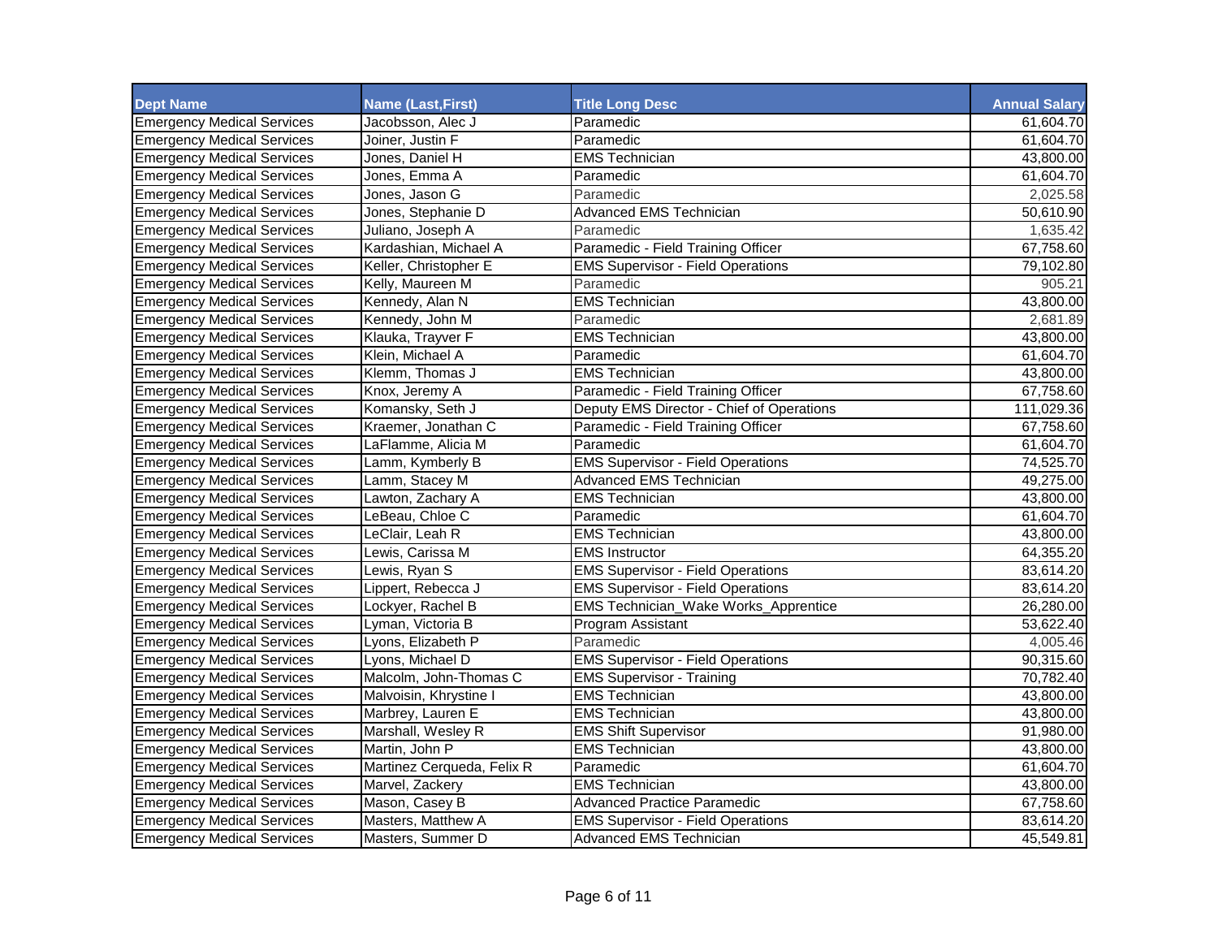| Dept Name | Name (Last,First) | Title Long Desc | Annual Salary |
|---|---|---|---|
| Emergency Medical Services | Jacobsson, Alec J | Paramedic | 61,604.70 |
| Emergency Medical Services | Joiner, Justin F | Paramedic | 61,604.70 |
| Emergency Medical Services | Jones, Daniel H | EMS Technician | 43,800.00 |
| Emergency Medical Services | Jones, Emma A | Paramedic | 61,604.70 |
| Emergency Medical Services | Jones, Jason G | Paramedic | 2,025.58 |
| Emergency Medical Services | Jones, Stephanie D | Advanced EMS Technician | 50,610.90 |
| Emergency Medical Services | Juliano, Joseph A | Paramedic | 1,635.42 |
| Emergency Medical Services | Kardashian, Michael A | Paramedic - Field Training Officer | 67,758.60 |
| Emergency Medical Services | Keller, Christopher E | EMS Supervisor - Field Operations | 79,102.80 |
| Emergency Medical Services | Kelly, Maureen M | Paramedic | 905.21 |
| Emergency Medical Services | Kennedy, Alan N | EMS Technician | 43,800.00 |
| Emergency Medical Services | Kennedy, John M | Paramedic | 2,681.89 |
| Emergency Medical Services | Klauka, Trayver F | EMS Technician | 43,800.00 |
| Emergency Medical Services | Klein, Michael A | Paramedic | 61,604.70 |
| Emergency Medical Services | Klemm, Thomas J | EMS Technician | 43,800.00 |
| Emergency Medical Services | Knox, Jeremy A | Paramedic - Field Training Officer | 67,758.60 |
| Emergency Medical Services | Komansky, Seth J | Deputy EMS Director - Chief of Operations | 111,029.36 |
| Emergency Medical Services | Kraemer, Jonathan C | Paramedic - Field Training Officer | 67,758.60 |
| Emergency Medical Services | LaFlamme, Alicia M | Paramedic | 61,604.70 |
| Emergency Medical Services | Lamm, Kymberly B | EMS Supervisor - Field Operations | 74,525.70 |
| Emergency Medical Services | Lamm, Stacey M | Advanced EMS Technician | 49,275.00 |
| Emergency Medical Services | Lawton, Zachary A | EMS Technician | 43,800.00 |
| Emergency Medical Services | LeBeau, Chloe C | Paramedic | 61,604.70 |
| Emergency Medical Services | LeClair, Leah R | EMS Technician | 43,800.00 |
| Emergency Medical Services | Lewis, Carissa M | EMS Instructor | 64,355.20 |
| Emergency Medical Services | Lewis, Ryan S | EMS Supervisor - Field Operations | 83,614.20 |
| Emergency Medical Services | Lippert, Rebecca J | EMS Supervisor - Field Operations | 83,614.20 |
| Emergency Medical Services | Lockyer, Rachel B | EMS Technician_Wake Works_Apprentice | 26,280.00 |
| Emergency Medical Services | Lyman, Victoria B | Program Assistant | 53,622.40 |
| Emergency Medical Services | Lyons, Elizabeth P | Paramedic | 4,005.46 |
| Emergency Medical Services | Lyons, Michael D | EMS Supervisor - Field Operations | 90,315.60 |
| Emergency Medical Services | Malcolm, John-Thomas C | EMS Supervisor - Training | 70,782.40 |
| Emergency Medical Services | Malvoisin, Khrystine I | EMS Technician | 43,800.00 |
| Emergency Medical Services | Marbrey, Lauren E | EMS Technician | 43,800.00 |
| Emergency Medical Services | Marshall, Wesley R | EMS Shift Supervisor | 91,980.00 |
| Emergency Medical Services | Martin, John P | EMS Technician | 43,800.00 |
| Emergency Medical Services | Martinez Cerqueda, Felix R | Paramedic | 61,604.70 |
| Emergency Medical Services | Marvel, Zackery | EMS Technician | 43,800.00 |
| Emergency Medical Services | Mason, Casey B | Advanced Practice Paramedic | 67,758.60 |
| Emergency Medical Services | Masters, Matthew A | EMS Supervisor - Field Operations | 83,614.20 |
| Emergency Medical Services | Masters, Summer D | Advanced EMS Technician | 45,549.81 |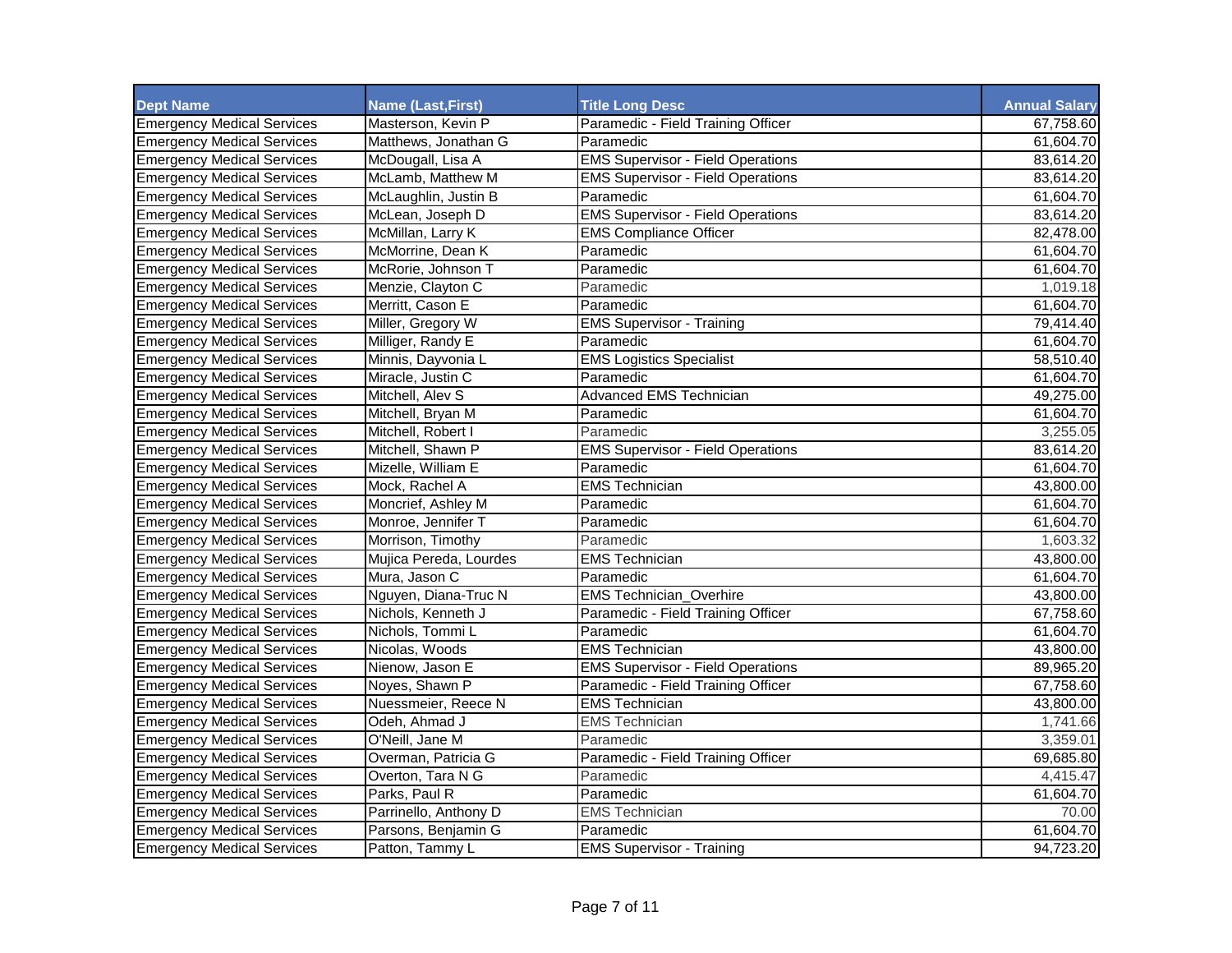| Dept Name | Name (Last,First) | Title Long Desc | Annual Salary |
| --- | --- | --- | --- |
| Emergency Medical Services | Masterson, Kevin P | Paramedic - Field Training Officer | 67,758.60 |
| Emergency Medical Services | Matthews, Jonathan G | Paramedic | 61,604.70 |
| Emergency Medical Services | McDougall, Lisa A | EMS Supervisor - Field Operations | 83,614.20 |
| Emergency Medical Services | McLamb, Matthew M | EMS Supervisor - Field Operations | 83,614.20 |
| Emergency Medical Services | McLaughlin, Justin B | Paramedic | 61,604.70 |
| Emergency Medical Services | McLean, Joseph D | EMS Supervisor - Field Operations | 83,614.20 |
| Emergency Medical Services | McMillan, Larry K | EMS Compliance Officer | 82,478.00 |
| Emergency Medical Services | McMorrine, Dean K | Paramedic | 61,604.70 |
| Emergency Medical Services | McRorie, Johnson T | Paramedic | 61,604.70 |
| Emergency Medical Services | Menzie, Clayton C | Paramedic | 1,019.18 |
| Emergency Medical Services | Merritt, Cason E | Paramedic | 61,604.70 |
| Emergency Medical Services | Miller, Gregory W | EMS Supervisor - Training | 79,414.40 |
| Emergency Medical Services | Milliger, Randy E | Paramedic | 61,604.70 |
| Emergency Medical Services | Minnis, Dayvonia L | EMS Logistics Specialist | 58,510.40 |
| Emergency Medical Services | Miracle, Justin C | Paramedic | 61,604.70 |
| Emergency Medical Services | Mitchell, Alev S | Advanced EMS Technician | 49,275.00 |
| Emergency Medical Services | Mitchell, Bryan M | Paramedic | 61,604.70 |
| Emergency Medical Services | Mitchell, Robert I | Paramedic | 3,255.05 |
| Emergency Medical Services | Mitchell, Shawn P | EMS Supervisor - Field Operations | 83,614.20 |
| Emergency Medical Services | Mizelle, William E | Paramedic | 61,604.70 |
| Emergency Medical Services | Mock, Rachel A | EMS Technician | 43,800.00 |
| Emergency Medical Services | Moncrief, Ashley M | Paramedic | 61,604.70 |
| Emergency Medical Services | Monroe, Jennifer T | Paramedic | 61,604.70 |
| Emergency Medical Services | Morrison, Timothy | Paramedic | 1,603.32 |
| Emergency Medical Services | Mujica Pereda, Lourdes | EMS Technician | 43,800.00 |
| Emergency Medical Services | Mura, Jason C | Paramedic | 61,604.70 |
| Emergency Medical Services | Nguyen, Diana-Truc N | EMS Technician_Overhire | 43,800.00 |
| Emergency Medical Services | Nichols, Kenneth J | Paramedic - Field Training Officer | 67,758.60 |
| Emergency Medical Services | Nichols, Tommi L | Paramedic | 61,604.70 |
| Emergency Medical Services | Nicolas, Woods | EMS Technician | 43,800.00 |
| Emergency Medical Services | Nienow, Jason E | EMS Supervisor - Field Operations | 89,965.20 |
| Emergency Medical Services | Noyes, Shawn P | Paramedic - Field Training Officer | 67,758.60 |
| Emergency Medical Services | Nuessmeier, Reece N | EMS Technician | 43,800.00 |
| Emergency Medical Services | Odeh, Ahmad J | EMS Technician | 1,741.66 |
| Emergency Medical Services | O'Neill, Jane M | Paramedic | 3,359.01 |
| Emergency Medical Services | Overman, Patricia G | Paramedic - Field Training Officer | 69,685.80 |
| Emergency Medical Services | Overton, Tara N G | Paramedic | 4,415.47 |
| Emergency Medical Services | Parks, Paul R | Paramedic | 61,604.70 |
| Emergency Medical Services | Parrinello, Anthony D | EMS Technician | 70.00 |
| Emergency Medical Services | Parsons, Benjamin G | Paramedic | 61,604.70 |
| Emergency Medical Services | Patton, Tammy L | EMS Supervisor - Training | 94,723.20 |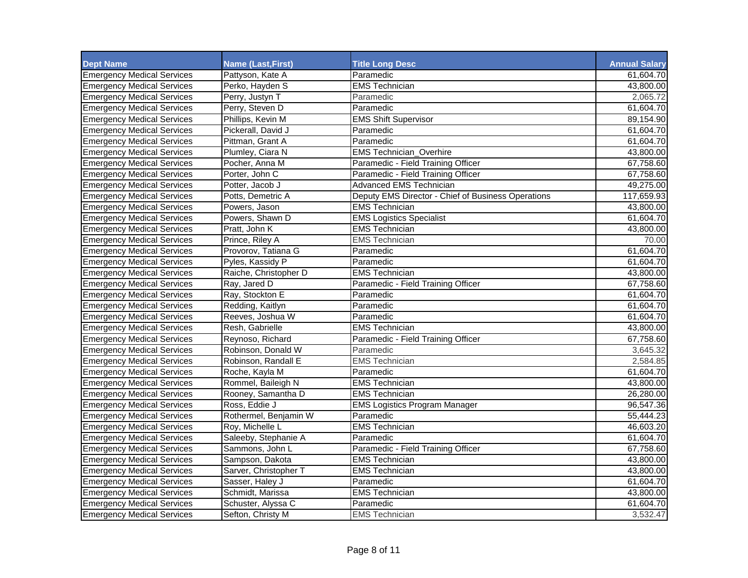| Dept Name | Name (Last,First) | Title Long Desc | Annual Salary |
|---|---|---|---|
| Emergency Medical Services | Pattyson, Kate A | Paramedic | 61,604.70 |
| Emergency Medical Services | Perko, Hayden S | EMS Technician | 43,800.00 |
| Emergency Medical Services | Perry, Justyn T | Paramedic | 2,065.72 |
| Emergency Medical Services | Perry, Steven D | Paramedic | 61,604.70 |
| Emergency Medical Services | Phillips, Kevin M | EMS Shift Supervisor | 89,154.90 |
| Emergency Medical Services | Pickerall, David J | Paramedic | 61,604.70 |
| Emergency Medical Services | Pittman, Grant A | Paramedic | 61,604.70 |
| Emergency Medical Services | Plumley, Ciara N | EMS Technician_Overhire | 43,800.00 |
| Emergency Medical Services | Pocher, Anna M | Paramedic - Field Training Officer | 67,758.60 |
| Emergency Medical Services | Porter, John C | Paramedic - Field Training Officer | 67,758.60 |
| Emergency Medical Services | Potter, Jacob J | Advanced EMS Technician | 49,275.00 |
| Emergency Medical Services | Potts, Demetric A | Deputy EMS Director - Chief of Business Operations | 117,659.93 |
| Emergency Medical Services | Powers, Jason | EMS Technician | 43,800.00 |
| Emergency Medical Services | Powers, Shawn D | EMS Logistics Specialist | 61,604.70 |
| Emergency Medical Services | Pratt, John K | EMS Technician | 43,800.00 |
| Emergency Medical Services | Prince, Riley A | EMS Technician | 70.00 |
| Emergency Medical Services | Provorov, Tatiana G | Paramedic | 61,604.70 |
| Emergency Medical Services | Pyles, Kassidy P | Paramedic | 61,604.70 |
| Emergency Medical Services | Raiche, Christopher D | EMS Technician | 43,800.00 |
| Emergency Medical Services | Ray, Jared D | Paramedic - Field Training Officer | 67,758.60 |
| Emergency Medical Services | Ray, Stockton E | Paramedic | 61,604.70 |
| Emergency Medical Services | Redding, Kaitlyn | Paramedic | 61,604.70 |
| Emergency Medical Services | Reeves, Joshua W | Paramedic | 61,604.70 |
| Emergency Medical Services | Resh, Gabrielle | EMS Technician | 43,800.00 |
| Emergency Medical Services | Reynoso, Richard | Paramedic - Field Training Officer | 67,758.60 |
| Emergency Medical Services | Robinson, Donald W | Paramedic | 3,645.32 |
| Emergency Medical Services | Robinson, Randall E | EMS Technician | 2,584.85 |
| Emergency Medical Services | Roche, Kayla M | Paramedic | 61,604.70 |
| Emergency Medical Services | Rommel, Baileigh N | EMS Technician | 43,800.00 |
| Emergency Medical Services | Rooney, Samantha D | EMS Technician | 26,280.00 |
| Emergency Medical Services | Ross, Eddie J | EMS Logistics Program Manager | 96,547.36 |
| Emergency Medical Services | Rothermel, Benjamin W | Paramedic | 55,444.23 |
| Emergency Medical Services | Roy, Michelle L | EMS Technician | 46,603.20 |
| Emergency Medical Services | Saleeby, Stephanie A | Paramedic | 61,604.70 |
| Emergency Medical Services | Sammons, John L | Paramedic - Field Training Officer | 67,758.60 |
| Emergency Medical Services | Sampson, Dakota | EMS Technician | 43,800.00 |
| Emergency Medical Services | Sarver, Christopher T | EMS Technician | 43,800.00 |
| Emergency Medical Services | Sasser, Haley J | Paramedic | 61,604.70 |
| Emergency Medical Services | Schmidt, Marissa | EMS Technician | 43,800.00 |
| Emergency Medical Services | Schuster, Alyssa C | Paramedic | 61,604.70 |
| Emergency Medical Services | Sefton, Christy M | EMS Technician | 3,532.47 |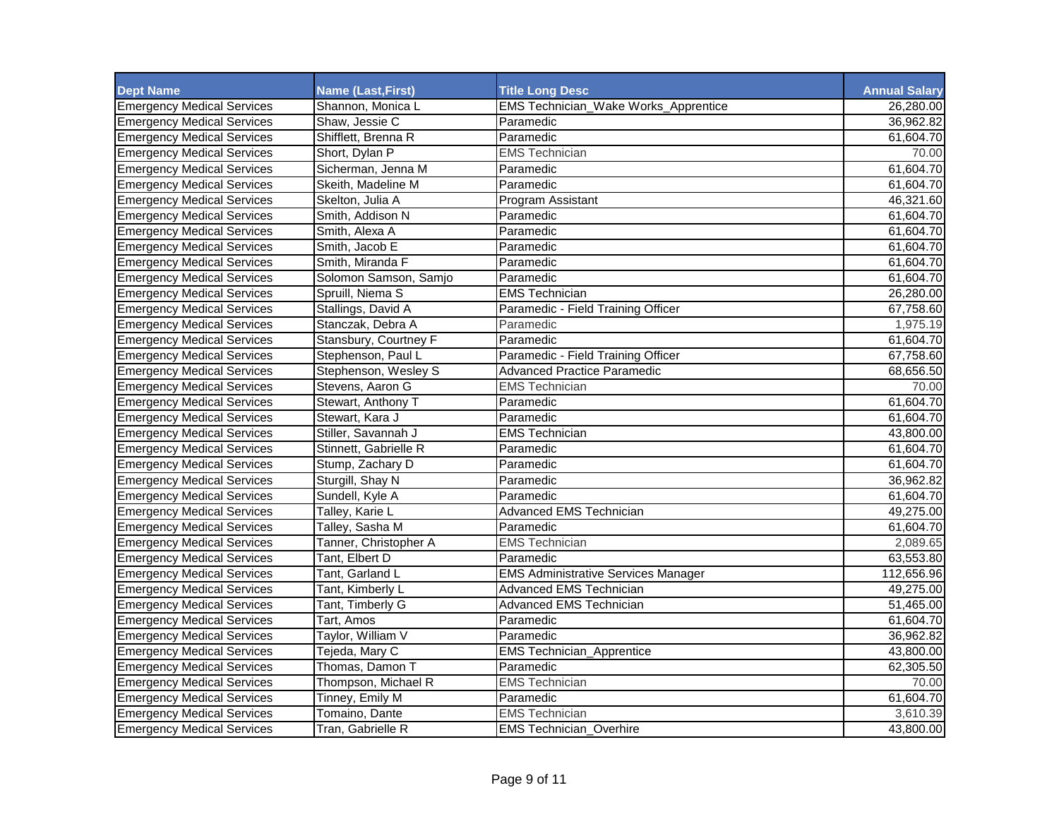| Dept Name | Name (Last,First) | Title Long Desc | Annual Salary |
|---|---|---|---|
| Emergency Medical Services | Shannon, Monica L | EMS Technician_Wake Works_Apprentice | 26,280.00 |
| Emergency Medical Services | Shaw, Jessie C | Paramedic | 36,962.82 |
| Emergency Medical Services | Shifflett, Brenna R | Paramedic | 61,604.70 |
| Emergency Medical Services | Short, Dylan P | EMS Technician | 70.00 |
| Emergency Medical Services | Sicherman, Jenna M | Paramedic | 61,604.70 |
| Emergency Medical Services | Skeith, Madeline M | Paramedic | 61,604.70 |
| Emergency Medical Services | Skelton, Julia A | Program Assistant | 46,321.60 |
| Emergency Medical Services | Smith, Addison N | Paramedic | 61,604.70 |
| Emergency Medical Services | Smith, Alexa A | Paramedic | 61,604.70 |
| Emergency Medical Services | Smith, Jacob E | Paramedic | 61,604.70 |
| Emergency Medical Services | Smith, Miranda F | Paramedic | 61,604.70 |
| Emergency Medical Services | Solomon Samson, Samjo | Paramedic | 61,604.70 |
| Emergency Medical Services | Spruill, Niema S | EMS Technician | 26,280.00 |
| Emergency Medical Services | Stallings, David A | Paramedic - Field Training Officer | 67,758.60 |
| Emergency Medical Services | Stanczak, Debra A | Paramedic | 1,975.19 |
| Emergency Medical Services | Stansbury, Courtney F | Paramedic | 61,604.70 |
| Emergency Medical Services | Stephenson, Paul L | Paramedic - Field Training Officer | 67,758.60 |
| Emergency Medical Services | Stephenson, Wesley S | Advanced Practice Paramedic | 68,656.50 |
| Emergency Medical Services | Stevens, Aaron G | EMS Technician | 70.00 |
| Emergency Medical Services | Stewart, Anthony T | Paramedic | 61,604.70 |
| Emergency Medical Services | Stewart, Kara J | Paramedic | 61,604.70 |
| Emergency Medical Services | Stiller, Savannah J | EMS Technician | 43,800.00 |
| Emergency Medical Services | Stinnett, Gabrielle R | Paramedic | 61,604.70 |
| Emergency Medical Services | Stump, Zachary D | Paramedic | 61,604.70 |
| Emergency Medical Services | Sturgill, Shay N | Paramedic | 36,962.82 |
| Emergency Medical Services | Sundell, Kyle A | Paramedic | 61,604.70 |
| Emergency Medical Services | Talley, Karie L | Advanced EMS Technician | 49,275.00 |
| Emergency Medical Services | Talley, Sasha M | Paramedic | 61,604.70 |
| Emergency Medical Services | Tanner, Christopher A | EMS Technician | 2,089.65 |
| Emergency Medical Services | Tant, Elbert D | Paramedic | 63,553.80 |
| Emergency Medical Services | Tant, Garland L | EMS Administrative Services Manager | 112,656.96 |
| Emergency Medical Services | Tant, Kimberly L | Advanced EMS Technician | 49,275.00 |
| Emergency Medical Services | Tant, Timberly G | Advanced EMS Technician | 51,465.00 |
| Emergency Medical Services | Tart, Amos | Paramedic | 61,604.70 |
| Emergency Medical Services | Taylor, William V | Paramedic | 36,962.82 |
| Emergency Medical Services | Tejeda, Mary C | EMS Technician_Apprentice | 43,800.00 |
| Emergency Medical Services | Thomas, Damon T | Paramedic | 62,305.50 |
| Emergency Medical Services | Thompson, Michael R | EMS Technician | 70.00 |
| Emergency Medical Services | Tinney, Emily M | Paramedic | 61,604.70 |
| Emergency Medical Services | Tomaino, Dante | EMS Technician | 3,610.39 |
| Emergency Medical Services | Tran, Gabrielle R | EMS Technician_Overhire | 43,800.00 |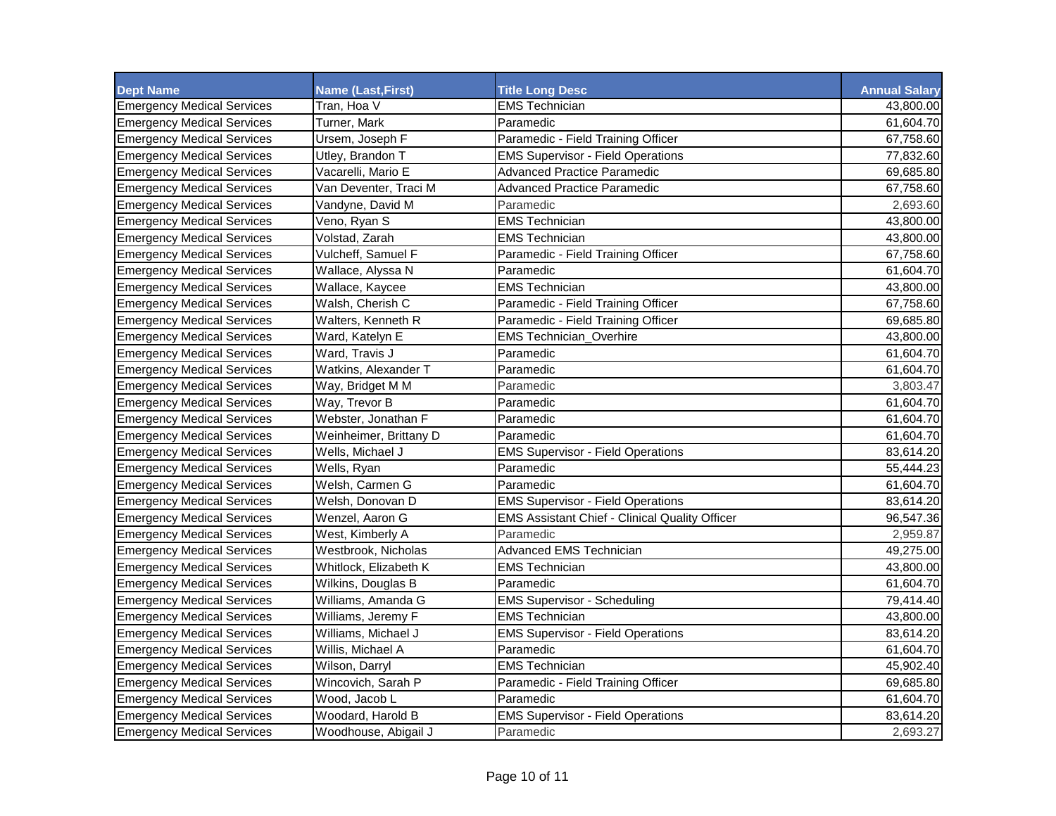| Dept Name | Name (Last,First) | Title Long Desc | Annual Salary |
|---|---|---|---|
| Emergency Medical Services | Tran, Hoa V | EMS Technician | 43,800.00 |
| Emergency Medical Services | Turner, Mark | Paramedic | 61,604.70 |
| Emergency Medical Services | Ursem, Joseph F | Paramedic - Field Training Officer | 67,758.60 |
| Emergency Medical Services | Utley, Brandon T | EMS Supervisor - Field Operations | 77,832.60 |
| Emergency Medical Services | Vacarelli, Mario E | Advanced Practice Paramedic | 69,685.80 |
| Emergency Medical Services | Van Deventer, Traci M | Advanced Practice Paramedic | 67,758.60 |
| Emergency Medical Services | Vandyne, David M | Paramedic | 2,693.60 |
| Emergency Medical Services | Veno, Ryan S | EMS Technician | 43,800.00 |
| Emergency Medical Services | Volstad, Zarah | EMS Technician | 43,800.00 |
| Emergency Medical Services | Vulcheff, Samuel F | Paramedic - Field Training Officer | 67,758.60 |
| Emergency Medical Services | Wallace, Alyssa N | Paramedic | 61,604.70 |
| Emergency Medical Services | Wallace, Kaycee | EMS Technician | 43,800.00 |
| Emergency Medical Services | Walsh, Cherish C | Paramedic - Field Training Officer | 67,758.60 |
| Emergency Medical Services | Walters, Kenneth R | Paramedic - Field Training Officer | 69,685.80 |
| Emergency Medical Services | Ward, Katelyn E | EMS Technician_Overhire | 43,800.00 |
| Emergency Medical Services | Ward, Travis J | Paramedic | 61,604.70 |
| Emergency Medical Services | Watkins, Alexander T | Paramedic | 61,604.70 |
| Emergency Medical Services | Way, Bridget M M | Paramedic | 3,803.47 |
| Emergency Medical Services | Way, Trevor B | Paramedic | 61,604.70 |
| Emergency Medical Services | Webster, Jonathan F | Paramedic | 61,604.70 |
| Emergency Medical Services | Weinheimer, Brittany D | Paramedic | 61,604.70 |
| Emergency Medical Services | Wells, Michael J | EMS Supervisor - Field Operations | 83,614.20 |
| Emergency Medical Services | Wells, Ryan | Paramedic | 55,444.23 |
| Emergency Medical Services | Welsh, Carmen G | Paramedic | 61,604.70 |
| Emergency Medical Services | Welsh, Donovan D | EMS Supervisor - Field Operations | 83,614.20 |
| Emergency Medical Services | Wenzel, Aaron G | EMS Assistant Chief - Clinical Quality Officer | 96,547.36 |
| Emergency Medical Services | West, Kimberly A | Paramedic | 2,959.87 |
| Emergency Medical Services | Westbrook, Nicholas | Advanced EMS Technician | 49,275.00 |
| Emergency Medical Services | Whitlock, Elizabeth K | EMS Technician | 43,800.00 |
| Emergency Medical Services | Wilkins, Douglas B | Paramedic | 61,604.70 |
| Emergency Medical Services | Williams, Amanda G | EMS Supervisor - Scheduling | 79,414.40 |
| Emergency Medical Services | Williams, Jeremy F | EMS Technician | 43,800.00 |
| Emergency Medical Services | Williams, Michael J | EMS Supervisor - Field Operations | 83,614.20 |
| Emergency Medical Services | Willis, Michael A | Paramedic | 61,604.70 |
| Emergency Medical Services | Wilson, Darryl | EMS Technician | 45,902.40 |
| Emergency Medical Services | Wincovich, Sarah P | Paramedic - Field Training Officer | 69,685.80 |
| Emergency Medical Services | Wood, Jacob L | Paramedic | 61,604.70 |
| Emergency Medical Services | Woodard, Harold B | EMS Supervisor - Field Operations | 83,614.20 |
| Emergency Medical Services | Woodhouse, Abigail J | Paramedic | 2,693.27 |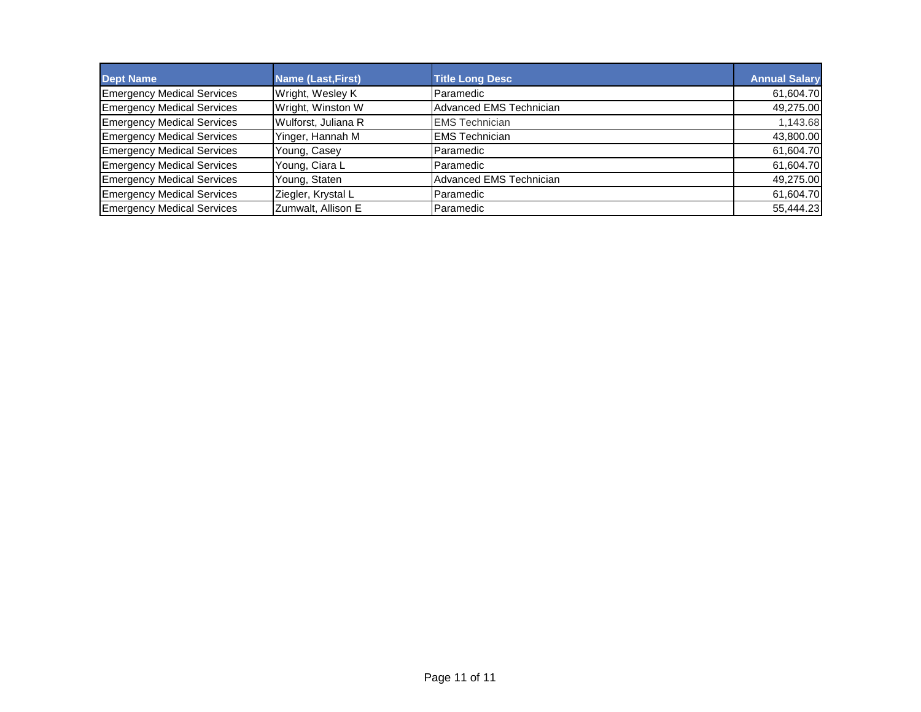| Dept Name | Name (Last,First) | Title Long Desc | Annual Salary |
|---|---|---|---|
| Emergency Medical Services | Wright, Wesley K | Paramedic | 61,604.70 |
| Emergency Medical Services | Wright, Winston W | Advanced EMS Technician | 49,275.00 |
| Emergency Medical Services | Wulforst, Juliana R | EMS Technician | 1,143.68 |
| Emergency Medical Services | Yinger, Hannah M | EMS Technician | 43,800.00 |
| Emergency Medical Services | Young, Casey | Paramedic | 61,604.70 |
| Emergency Medical Services | Young, Ciara L | Paramedic | 61,604.70 |
| Emergency Medical Services | Young, Staten | Advanced EMS Technician | 49,275.00 |
| Emergency Medical Services | Ziegler, Krystal L | Paramedic | 61,604.70 |
| Emergency Medical Services | Zumwalt, Allison E | Paramedic | 55,444.23 |